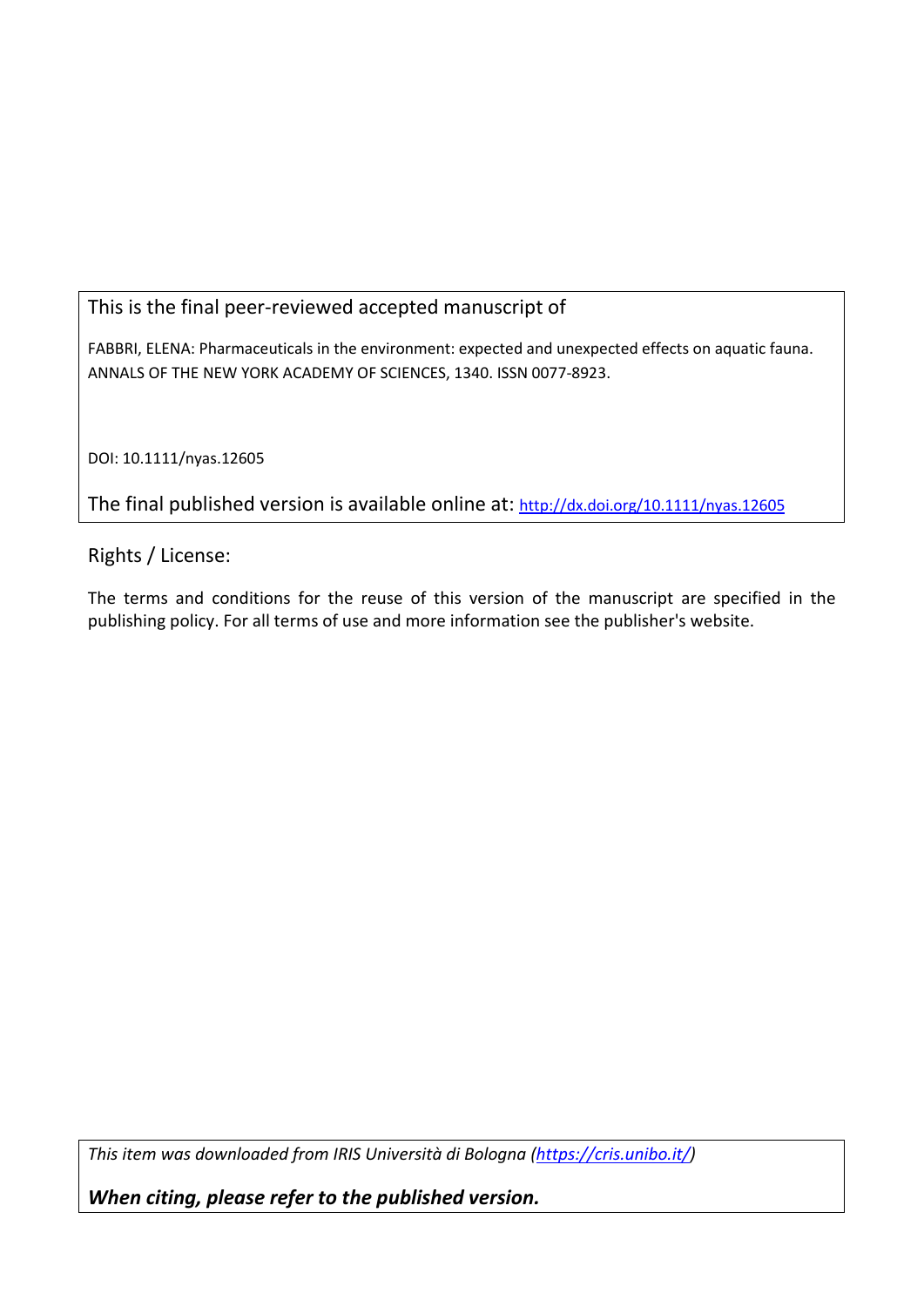This is the final peer-reviewed accepted manuscript of

FABBRI, ELENA: Pharmaceuticals in the environment: expected and unexpected effects on aquatic fauna. ANNALS OF THE NEW YORK ACADEMY OF SCIENCES, 1340. ISSN 0077-8923.

DOI: 10.1111/nyas.12605

The final published version is available online at: http://dx.doi.org/10.1111/nyas.12605

Rights / License:

The terms and conditions for the reuse of this version of the manuscript are specified in the publishing policy. For all terms of use and more information see the publisher's website.

*This item was downloaded from IRIS Università di Bologna (https://cris.unibo.it/)*

***When citing, please refer to the published version.***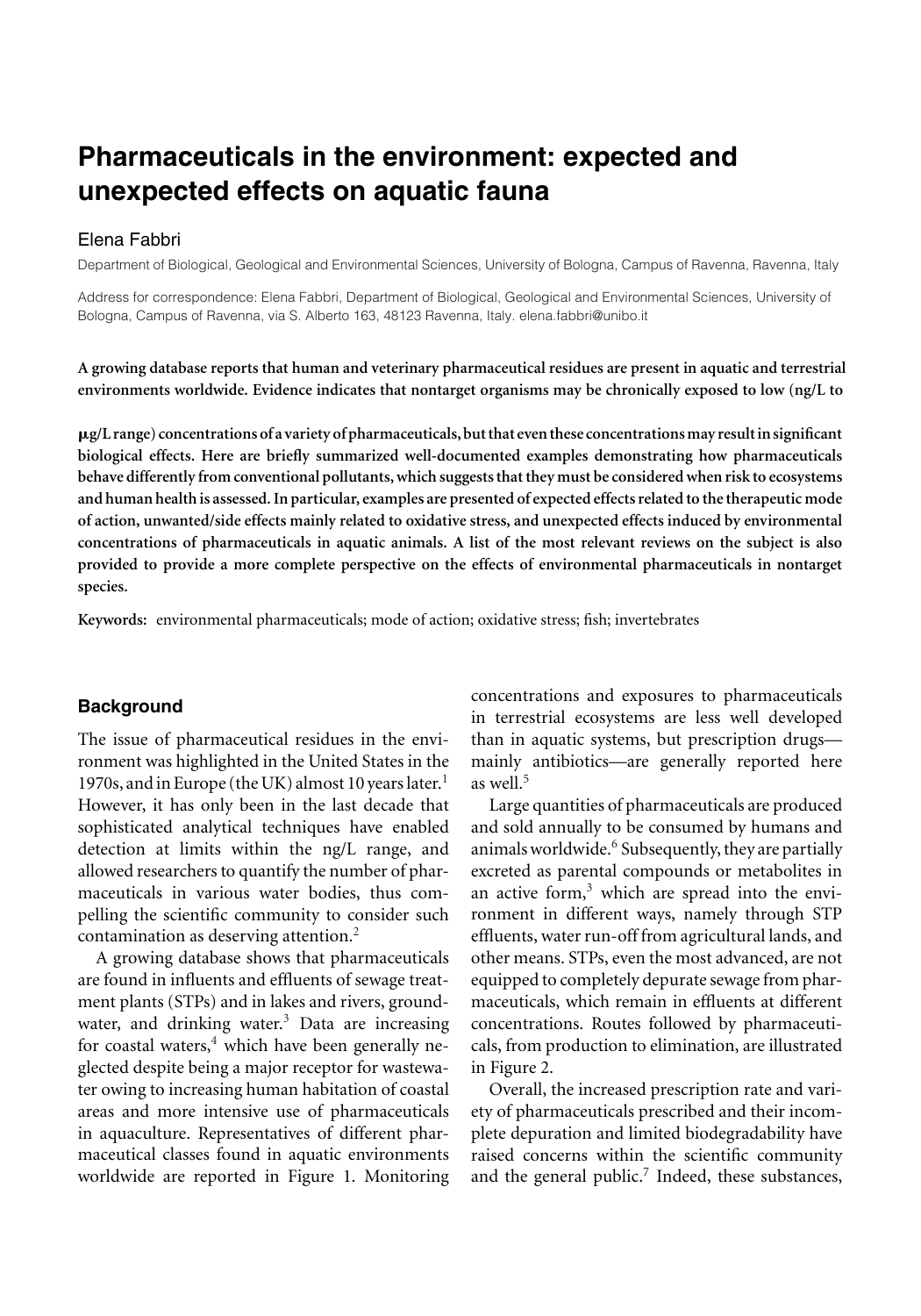# Pharmaceuticals in the environment: expected and unexpected effects on aquatic fauna

Elena Fabbri

Department of Biological, Geological and Environmental Sciences, University of Bologna, Campus of Ravenna, Ravenna, Italy

Address for correspondence: Elena Fabbri, Department of Biological, Geological and Environmental Sciences, University of Bologna, Campus of Ravenna, via S. Alberto 163, 48123 Ravenna, Italy. elena.fabbri@unibo.it

**A growing database reports that human and veterinary pharmaceutical residues are present in aquatic and terrestrial environments worldwide. Evidence indicates that nontarget organisms may be chronically exposed to low (ng/L to μg/L range) concentrations of a variety of pharmaceuticals, but that even these concentrations may result in significant biological effects. Here are briefly summarized well-documented examples demonstrating how pharmaceuticals behave differently from conventional pollutants, which suggests that they must be considered when risk to ecosystems and human health is assessed. In particular, examples are presented of expected effects related to the therapeutic mode of action, unwanted/side effects mainly related to oxidative stress, and unexpected effects induced by environmental concentrations of pharmaceuticals in aquatic animals. A list of the most relevant reviews on the subject is also provided to provide a more complete perspective on the effects of environmental pharmaceuticals in nontarget species.**

**Keywords:** environmental pharmaceuticals; mode of action; oxidative stress; fish; invertebrates

## Background

The issue of pharmaceutical residues in the environment was highlighted in the United States in the 1970s, and in Europe (the UK) almost 10 years later.[1] However, it has only been in the last decade that sophisticated analytical techniques have enabled detection at limits within the ng/L range, and allowed researchers to quantify the number of pharmaceuticals in various water bodies, thus compelling the scientific community to consider such contamination as deserving attention.[2]

A growing database shows that pharmaceuticals are found in influents and effluents of sewage treatment plants (STPs) and in lakes and rivers, groundwater, and drinking water.[3] Data are increasing for coastal waters,[4] which have been generally neglected despite being a major receptor for wastewater owing to increasing human habitation of coastal areas and more intensive use of pharmaceuticals in aquaculture. Representatives of different pharmaceutical classes found in aquatic environments worldwide are reported in Figure 1. Monitoring concentrations and exposures to pharmaceuticals in terrestrial ecosystems are less well developed than in aquatic systems, but prescription drugs—mainly antibiotics—are generally reported here as well.[5]

Large quantities of pharmaceuticals are produced and sold annually to be consumed by humans and animals worldwide.[6] Subsequently, they are partially excreted as parental compounds or metabolites in an active form,[3] which are spread into the environment in different ways, namely through STP effluents, water run-off from agricultural lands, and other means. STPs, even the most advanced, are not equipped to completely depurate sewage from pharmaceuticals, which remain in effluents at different concentrations. Routes followed by pharmaceuticals, from production to elimination, are illustrated in Figure 2.

Overall, the increased prescription rate and variety of pharmaceuticals prescribed and their incomplete depuration and limited biodegradability have raised concerns within the scientific community and the general public.[7] Indeed, these substances,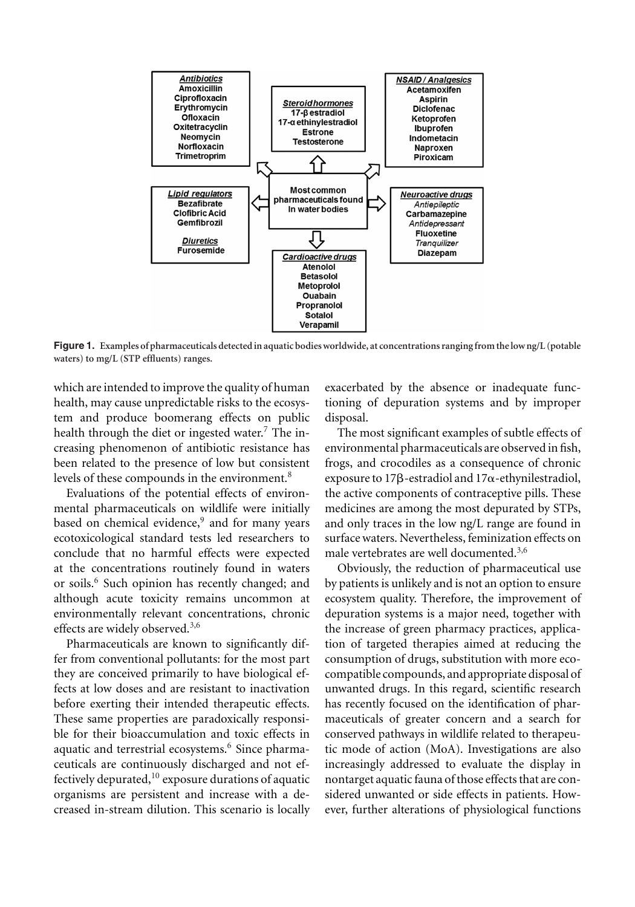**Antibiotics**
Amoxicillin
Ciprofloxacin
Erythromycin
Ofloxacin
Oxitetracyclin
Neomycin
Norfloxacin
Trimetroprim

**Steroid hormones**
17-β estradiol
17-α ethinylestradiol
Estrone
Testosterone

**NSAID / Analgesics**
Acetamoxifen
Aspirin
Diclofenac
Ketoprofen
Ibuprofen
Indometacin
Naproxen
Piroxicam

**Most common pharmaceuticals found in water bodies**

**Lipid regulators**
Bezafibrate
Clofibric Acid
Gemfibrozil

**Diuretics**
Furosemide

**Neuroactive drugs**
*Antiepileptic*
Carbamazepine
*Antidepressant*
Fluoxetine
*Tranquilizer*
Diazepam

**Cardioactive drugs**
Atenolol
Betasolol
Metoprolol
Ouabain
Propranolol
Sotalol
Verapamil

**Figure 1.** Examples of pharmaceuticals detected in aquatic bodies worldwide, at concentrations ranging from the low ng/L (potable waters) to mg/L (STP effluents) ranges.

which are intended to improve the quality of human health, may cause unpredictable risks to the ecosystem and produce boomerang effects on public health through the diet or ingested water.[7] The increasing phenomenon of antibiotic resistance has been related to the presence of low but consistent levels of these compounds in the environment.[8]

Evaluations of the potential effects of environmental pharmaceuticals on wildlife were initially based on chemical evidence,[9] and for many years ecotoxicological standard tests led researchers to conclude that no harmful effects were expected at the concentrations routinely found in waters or soils.[6] Such opinion has recently changed; and although acute toxicity remains uncommon at environmentally relevant concentrations, chronic effects are widely observed.[3,6]

Pharmaceuticals are known to significantly differ from conventional pollutants: for the most part they are conceived primarily to have biological effects at low doses and are resistant to inactivation before exerting their intended therapeutic effects. These same properties are paradoxically responsible for their bioaccumulation and toxic effects in aquatic and terrestrial ecosystems.[6] Since pharmaceuticals are continuously discharged and not effectively depurated,[10] exposure durations of aquatic organisms are persistent and increase with a decreased in-stream dilution. This scenario is locally exacerbated by the absence or inadequate functioning of depuration systems and by improper disposal.

The most significant examples of subtle effects of environmental pharmaceuticals are observed in fish, frogs, and crocodiles as a consequence of chronic exposure to 17β-estradiol and 17α-ethynilestradiol, the active components of contraceptive pills. These medicines are among the most depurated by STPs, and only traces in the low ng/L range are found in surface waters. Nevertheless, feminization effects on male vertebrates are well documented.[3,6]

Obviously, the reduction of pharmaceutical use by patients is unlikely and is not an option to ensure ecosystem quality. Therefore, the improvement of depuration systems is a major need, together with the increase of green pharmacy practices, application of targeted therapies aimed at reducing the consumption of drugs, substitution with more eco-compatible compounds, and appropriate disposal of unwanted drugs. In this regard, scientific research has recently focused on the identification of pharmaceuticals of greater concern and a search for conserved pathways in wildlife related to therapeutic mode of action (MoA). Investigations are also increasingly addressed to evaluate the display in nontarget aquatic fauna of those effects that are considered unwanted or side effects in patients. However, further alterations of physiological functions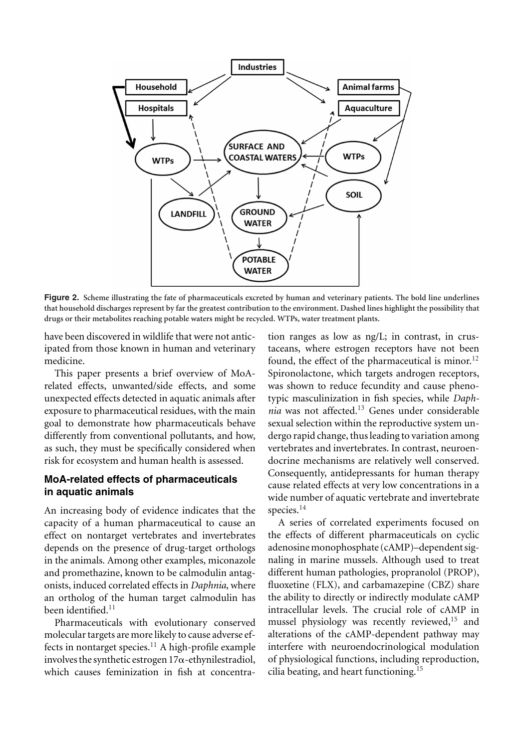**Figure 2.** Scheme illustrating the fate of pharmaceuticals excreted by human and veterinary patients. The bold line underlines that household discharges represent by far the greatest contribution to the environment. Dashed lines highlight the possibility that drugs or their metabolites reaching potable waters might be recycled. WTPs, water treatment plants.

have been discovered in wildlife that were not anticipated from those known in human and veterinary medicine.

This paper presents a brief overview of MoA-related effects, unwanted/side effects, and some unexpected effects detected in aquatic animals after exposure to pharmaceutical residues, with the main goal to demonstrate how pharmaceuticals behave differently from conventional pollutants, and how, as such, they must be specifically considered when risk for ecosystem and human health is assessed.

## MoA-related effects of pharmaceuticals in aquatic animals

An increasing body of evidence indicates that the capacity of a human pharmaceutical to cause an effect on nontarget vertebrates and invertebrates depends on the presence of drug-target orthologs in the animals. Among other examples, miconazole and promethazine, known to be calmodulin antagonists, induced correlated effects in *Daphnia*, where an ortholog of the human target calmodulin has been identified.[11]

Pharmaceuticals with evolutionary conserved molecular targets are more likely to cause adverse effects in nontarget species.[11] A high-profile example involves the synthetic estrogen 17$\alpha$-ethynilestradiol, which causes feminization in fish at concentration ranges as low as ng/L; in contrast, in crustaceans, where estrogen receptors have not been found, the effect of the pharmaceutical is minor.[12] Spironolactone, which targets androgen receptors, was shown to reduce fecundity and cause phenotypic masculinization in fish species, while *Daphnia* was not affected.[13] Genes under considerable sexual selection within the reproductive system undergo rapid change, thus leading to variation among vertebrates and invertebrates. In contrast, neuroendocrine mechanisms are relatively well conserved. Consequently, antidepressants for human therapy cause related effects at very low concentrations in a wide number of aquatic vertebrate and invertebrate species.[14]

A series of correlated experiments focused on the effects of different pharmaceuticals on cyclic adenosine monophosphate (cAMP)–dependent signaling in marine mussels. Although used to treat different human pathologies, propranolol (PROP), fluoxetine (FLX), and carbamazepine (CBZ) share the ability to directly or indirectly modulate cAMP intracellular levels. The crucial role of cAMP in mussel physiology was recently reviewed,[15] and alterations of the cAMP-dependent pathway may interfere with neuroendocrinological modulation of physiological functions, including reproduction, cilia beating, and heart functioning.[15]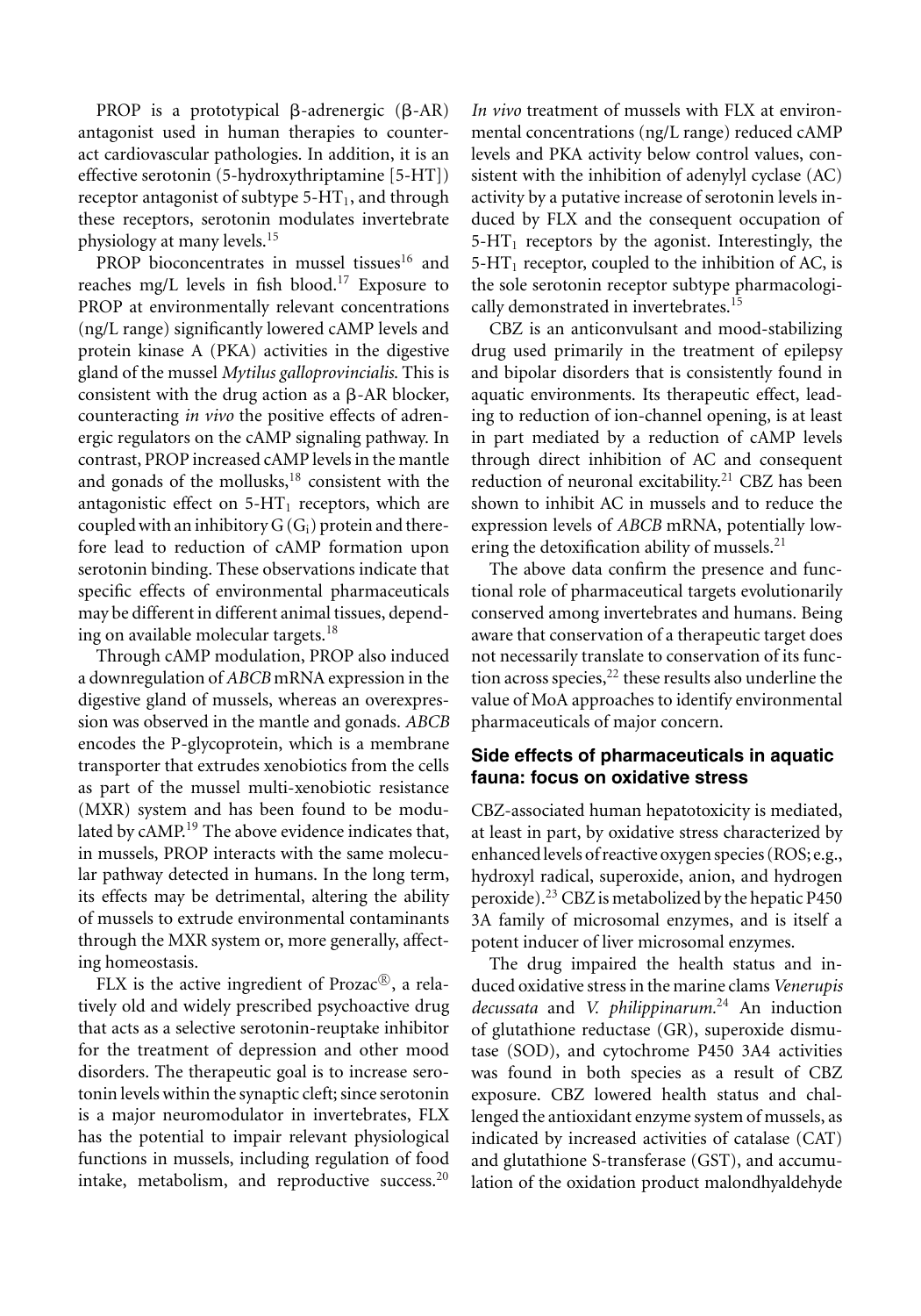PROP is a prototypical β-adrenergic (β-AR) antagonist used in human therapies to counteract cardiovascular pathologies. In addition, it is an effective serotonin (5-hydroxythriptamine [5-HT]) receptor antagonist of subtype 5-$HT_1$, and through these receptors, serotonin modulates invertebrate physiology at many levels.[15]

PROP bioconcentrates in mussel tissues[16] and reaches mg/L levels in fish blood.[17] Exposure to PROP at environmentally relevant concentrations (ng/L range) significantly lowered cAMP levels and protein kinase A (PKA) activities in the digestive gland of the mussel *Mytilus galloprovincialis*. This is consistent with the drug action as a β-AR blocker, counteracting *in vivo* the positive effects of adrenergic regulators on the cAMP signaling pathway. In contrast, PROP increased cAMP levels in the mantle and gonads of the mollusks,[18] consistent with the antagonistic effect on 5-$HT_1$ receptors, which are coupled with an inhibitory G ($G_i$) protein and therefore lead to reduction of cAMP formation upon serotonin binding. These observations indicate that specific effects of environmental pharmaceuticals may be different in different animal tissues, depending on available molecular targets.[18]

Through cAMP modulation, PROP also induced a downregulation of *ABCB* mRNA expression in the digestive gland of mussels, whereas an overexpression was observed in the mantle and gonads. *ABCB* encodes the P-glycoprotein, which is a membrane transporter that extrudes xenobiotics from the cells as part of the mussel multi-xenobiotic resistance (MXR) system and has been found to be modulated by cAMP.[19] The above evidence indicates that, in mussels, PROP interacts with the same molecular pathway detected in humans. In the long term, its effects may be detrimental, altering the ability of mussels to extrude environmental contaminants through the MXR system or, more generally, affecting homeostasis.

FLX is the active ingredient of Prozac®, a relatively old and widely prescribed psychoactive drug that acts as a selective serotonin-reuptake inhibitor for the treatment of depression and other mood disorders. The therapeutic goal is to increase serotonin levels within the synaptic cleft; since serotonin is a major neuromodulator in invertebrates, FLX has the potential to impair relevant physiological functions in mussels, including regulation of food intake, metabolism, and reproductive success.[20] *In vivo* treatment of mussels with FLX at environmental concentrations (ng/L range) reduced cAMP levels and PKA activity below control values, consistent with the inhibition of adenylyl cyclase (AC) activity by a putative increase of serotonin levels induced by FLX and the consequent occupation of 5-$HT_1$ receptors by the agonist. Interestingly, the 5-$HT_1$ receptor, coupled to the inhibition of AC, is the sole serotonin receptor subtype pharmacologically demonstrated in invertebrates.[15]

CBZ is an anticonvulsant and mood-stabilizing drug used primarily in the treatment of epilepsy and bipolar disorders that is consistently found in aquatic environments. Its therapeutic effect, leading to reduction of ion-channel opening, is at least in part mediated by a reduction of cAMP levels through direct inhibition of AC and consequent reduction of neuronal excitability.[21] CBZ has been shown to inhibit AC in mussels and to reduce the expression levels of *ABCB* mRNA, potentially lowering the detoxification ability of mussels.[21]

The above data confirm the presence and functional role of pharmaceutical targets evolutionarily conserved among invertebrates and humans. Being aware that conservation of a therapeutic target does not necessarily translate to conservation of its function across species,[22] these results also underline the value of MoA approaches to identify environmental pharmaceuticals of major concern.

## Side effects of pharmaceuticals in aquatic fauna: focus on oxidative stress

CBZ-associated human hepatotoxicity is mediated, at least in part, by oxidative stress characterized by enhanced levels of reactive oxygen species (ROS; e.g., hydroxyl radical, superoxide, anion, and hydrogen peroxide).[23] CBZ is metabolized by the hepatic P450 3A family of microsomal enzymes, and is itself a potent inducer of liver microsomal enzymes.

The drug impaired the health status and induced oxidative stress in the marine clams *Venerupis decussata* and *V. philippinarum*.[24] An induction of glutathione reductase (GR), superoxide dismutase (SOD), and cytochrome P450 3A4 activities was found in both species as a result of CBZ exposure. CBZ lowered health status and challenged the antioxidant enzyme system of mussels, as indicated by increased activities of catalase (CAT) and glutathione S-transferase (GST), and accumulation of the oxidation product malondhyaldehyde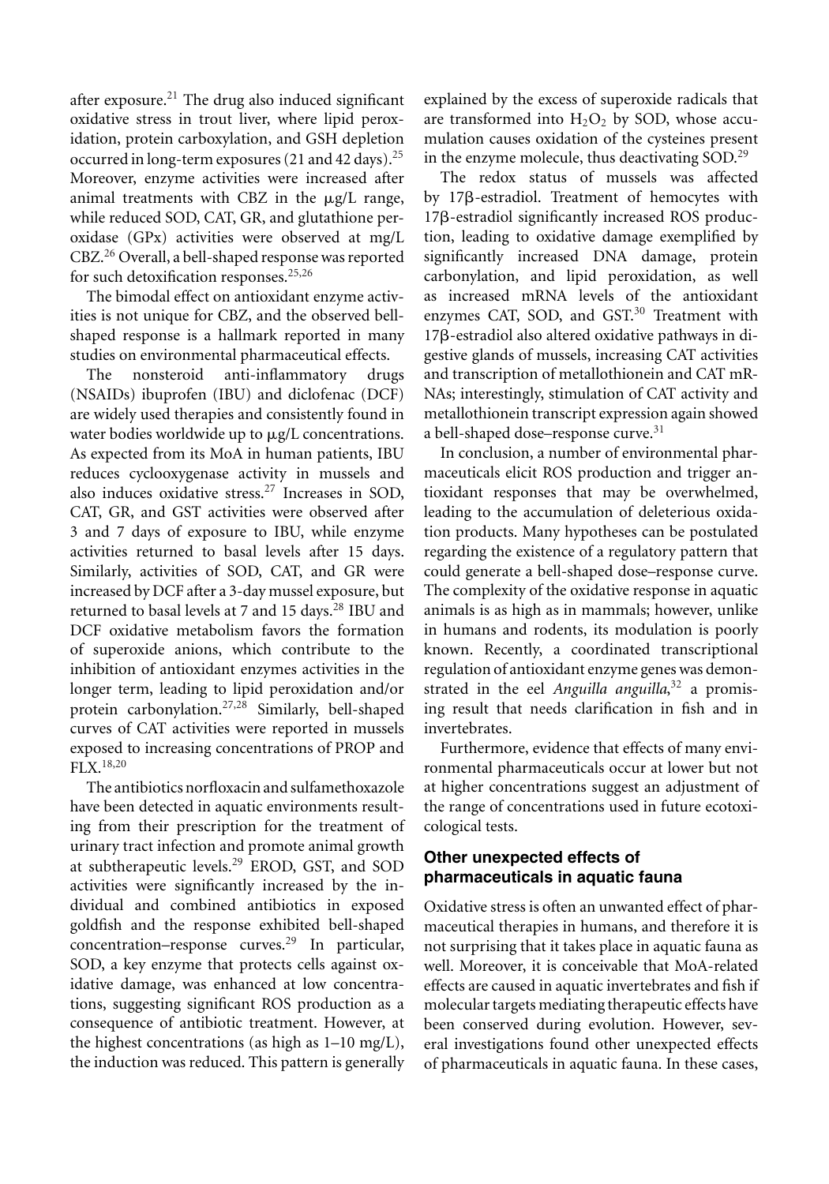after exposure.[21] The drug also induced significant oxidative stress in trout liver, where lipid peroxidation, protein carboxylation, and GSH depletion occurred in long-term exposures (21 and 42 days).[25] Moreover, enzyme activities were increased after animal treatments with CBZ in the μg/L range, while reduced SOD, CAT, GR, and glutathione peroxidase (GPx) activities were observed at mg/L CBZ.[26] Overall, a bell-shaped response was reported for such detoxification responses.[25,26]

The bimodal effect on antioxidant enzyme activities is not unique for CBZ, and the observed bell-shaped response is a hallmark reported in many studies on environmental pharmaceutical effects.

The nonsteroid anti-inflammatory drugs (NSAIDs) ibuprofen (IBU) and diclofenac (DCF) are widely used therapies and consistently found in water bodies worldwide up to μg/L concentrations. As expected from its MoA in human patients, IBU reduces cyclooxygenase activity in mussels and also induces oxidative stress.[27] Increases in SOD, CAT, GR, and GST activities were observed after 3 and 7 days of exposure to IBU, while enzyme activities returned to basal levels after 15 days. Similarly, activities of SOD, CAT, and GR were increased by DCF after a 3-day mussel exposure, but returned to basal levels at 7 and 15 days.[28] IBU and DCF oxidative metabolism favors the formation of superoxide anions, which contribute to the inhibition of antioxidant enzymes activities in the longer term, leading to lipid peroxidation and/or protein carbonylation.[27,28] Similarly, bell-shaped curves of CAT activities were reported in mussels exposed to increasing concentrations of PROP and FLX.[18,20]

The antibiotics norfloxacin and sulfamethoxazole have been detected in aquatic environments resulting from their prescription for the treatment of urinary tract infection and promote animal growth at subtherapeutic levels.[29] EROD, GST, and SOD activities were significantly increased by the individual and combined antibiotics in exposed goldfish and the response exhibited bell-shaped concentration–response curves.[29] In particular, SOD, a key enzyme that protects cells against oxidative damage, was enhanced at low concentrations, suggesting significant ROS production as a consequence of antibiotic treatment. However, at the highest concentrations (as high as 1–10 mg/L), the induction was reduced. This pattern is generally explained by the excess of superoxide radicals that are transformed into $H_2O_2$ by SOD, whose accumulation causes oxidation of the cysteines present in the enzyme molecule, thus deactivating SOD.[29]

The redox status of mussels was affected by 17β-estradiol. Treatment of hemocytes with 17β-estradiol significantly increased ROS production, leading to oxidative damage exemplified by significantly increased DNA damage, protein carbonylation, and lipid peroxidation, as well as increased mRNA levels of the antioxidant enzymes CAT, SOD, and GST.[30] Treatment with 17β-estradiol also altered oxidative pathways in digestive glands of mussels, increasing CAT activities and transcription of metallothionein and CAT mRNAs; interestingly, stimulation of CAT activity and metallothionein transcript expression again showed a bell-shaped dose–response curve.[31]

In conclusion, a number of environmental pharmaceuticals elicit ROS production and trigger antioxidant responses that may be overwhelmed, leading to the accumulation of deleterious oxidation products. Many hypotheses can be postulated regarding the existence of a regulatory pattern that could generate a bell-shaped dose–response curve. The complexity of the oxidative response in aquatic animals is as high as in mammals; however, unlike in humans and rodents, its modulation is poorly known. Recently, a coordinated transcriptional regulation of antioxidant enzyme genes was demonstrated in the eel *Anguilla anguilla*,[32] a promising result that needs clarification in fish and in invertebrates.

Furthermore, evidence that effects of many environmental pharmaceuticals occur at lower but not at higher concentrations suggest an adjustment of the range of concentrations used in future ecotoxicological tests.

## Other unexpected effects of pharmaceuticals in aquatic fauna

Oxidative stress is often an unwanted effect of pharmaceutical therapies in humans, and therefore it is not surprising that it takes place in aquatic fauna as well. Moreover, it is conceivable that MoA-related effects are caused in aquatic invertebrates and fish if molecular targets mediating therapeutic effects have been conserved during evolution. However, several investigations found other unexpected effects of pharmaceuticals in aquatic fauna. In these cases,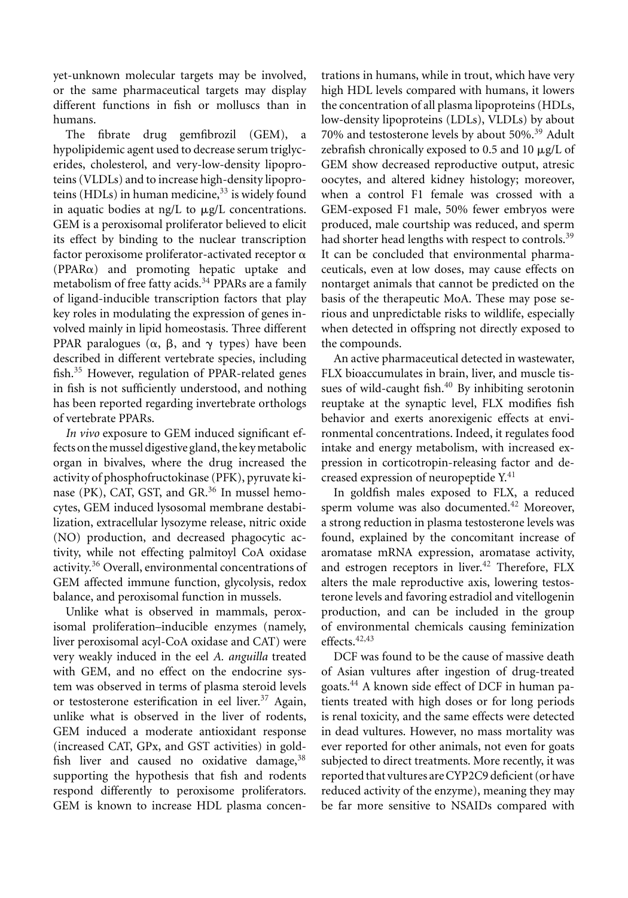yet-unknown molecular targets may be involved, or the same pharmaceutical targets may display different functions in fish or molluscs than in humans.

The fibrate drug gemfibrozil (GEM), a hypolipidemic agent used to decrease serum triglycerides, cholesterol, and very-low-density lipoproteins (VLDLs) and to increase high-density lipoproteins (HDLs) in human medicine,[33] is widely found in aquatic bodies at ng/L to μg/L concentrations. GEM is a peroxisomal proliferator believed to elicit its effect by binding to the nuclear transcription factor peroxisome proliferator-activated receptor α (PPARα) and promoting hepatic uptake and metabolism of free fatty acids.[34] PPARs are a family of ligand-inducible transcription factors that play key roles in modulating the expression of genes involved mainly in lipid homeostasis. Three different PPAR paralogues (α, β, and γ types) have been described in different vertebrate species, including fish.[35] However, regulation of PPAR-related genes in fish is not sufficiently understood, and nothing has been reported regarding invertebrate orthologs of vertebrate PPARs.

*In vivo* exposure to GEM induced significant effects on the mussel digestive gland, the key metabolic organ in bivalves, where the drug increased the activity of phosphofructokinase (PFK), pyruvate kinase (PK), CAT, GST, and GR.[36] In mussel hemocytes, GEM induced lysosomal membrane destabilization, extracellular lysozyme release, nitric oxide (NO) production, and decreased phagocytic activity, while not effecting palmitoyl CoA oxidase activity.[36] Overall, environmental concentrations of GEM affected immune function, glycolysis, redox balance, and peroxisomal function in mussels.

Unlike what is observed in mammals, peroxisomal proliferation–inducible enzymes (namely, liver peroxisomal acyl-CoA oxidase and CAT) were very weakly induced in the eel *A. anguilla* treated with GEM, and no effect on the endocrine system was observed in terms of plasma steroid levels or testosterone esterification in eel liver.[37] Again, unlike what is observed in the liver of rodents, GEM induced a moderate antioxidant response (increased CAT, GPx, and GST activities) in goldfish liver and caused no oxidative damage,[38] supporting the hypothesis that fish and rodents respond differently to peroxisome proliferators. GEM is known to increase HDL plasma concentrations in humans, while in trout, which have very high HDL levels compared with humans, it lowers the concentration of all plasma lipoproteins (HDLs, low-density lipoproteins (LDLs), VLDLs) by about 70% and testosterone levels by about 50%.[39] Adult zebrafish chronically exposed to 0.5 and 10 μg/L of GEM show decreased reproductive output, atresic oocytes, and altered kidney histology; moreover, when a control F1 female was crossed with a GEM-exposed F1 male, 50% fewer embryos were produced, male courtship was reduced, and sperm had shorter head lengths with respect to controls.[39] It can be concluded that environmental pharmaceuticals, even at low doses, may cause effects on nontarget animals that cannot be predicted on the basis of the therapeutic MoA. These may pose serious and unpredictable risks to wildlife, especially when detected in offspring not directly exposed to the compounds.

An active pharmaceutical detected in wastewater, FLX bioaccumulates in brain, liver, and muscle tissues of wild-caught fish.[40] By inhibiting serotonin reuptake at the synaptic level, FLX modifies fish behavior and exerts anorexigenic effects at environmental concentrations. Indeed, it regulates food intake and energy metabolism, with increased expression in corticotropin-releasing factor and decreased expression of neuropeptide Y.[41]

In goldfish males exposed to FLX, a reduced sperm volume was also documented.[42] Moreover, a strong reduction in plasma testosterone levels was found, explained by the concomitant increase of aromatase mRNA expression, aromatase activity, and estrogen receptors in liver.[42] Therefore, FLX alters the male reproductive axis, lowering testosterone levels and favoring estradiol and vitellogenin production, and can be included in the group of environmental chemicals causing feminization effects.[42,43]

DCF was found to be the cause of massive death of Asian vultures after ingestion of drug-treated goats.[44] A known side effect of DCF in human patients treated with high doses or for long periods is renal toxicity, and the same effects were detected in dead vultures. However, no mass mortality was ever reported for other animals, not even for goats subjected to direct treatments. More recently, it was reported that vultures are CYP2C9 deficient (or have reduced activity of the enzyme), meaning they may be far more sensitive to NSAIDs compared with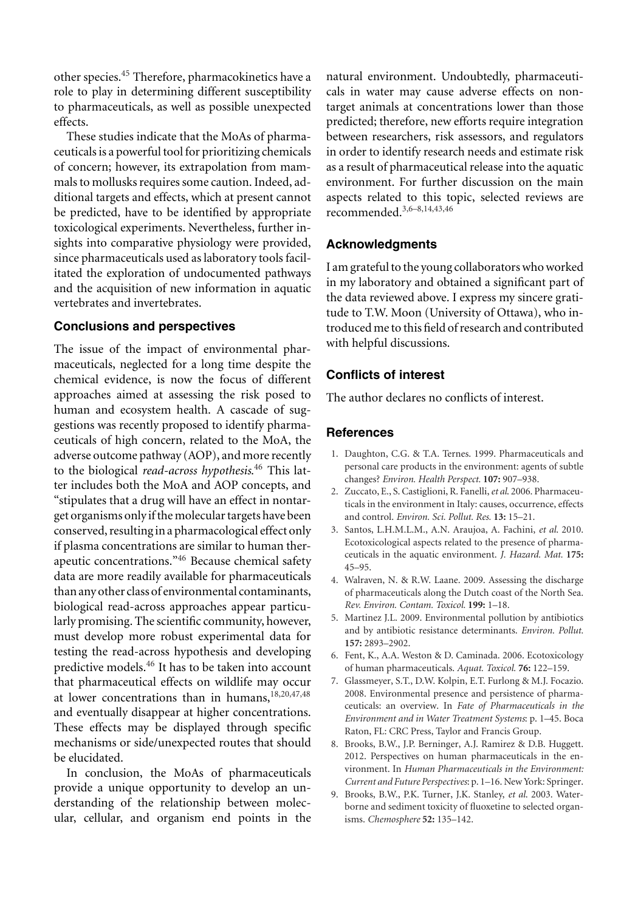other species.[45] Therefore, pharmacokinetics have a role to play in determining different susceptibility to pharmaceuticals, as well as possible unexpected effects.

These studies indicate that the MoAs of pharmaceuticals is a powerful tool for prioritizing chemicals of concern; however, its extrapolation from mammals to mollusks requires some caution. Indeed, additional targets and effects, which at present cannot be predicted, have to be identified by appropriate toxicological experiments. Nevertheless, further insights into comparative physiology were provided, since pharmaceuticals used as laboratory tools facilitated the exploration of undocumented pathways and the acquisition of new information in aquatic vertebrates and invertebrates.

## Conclusions and perspectives

The issue of the impact of environmental pharmaceuticals, neglected for a long time despite the chemical evidence, is now the focus of different approaches aimed at assessing the risk posed to human and ecosystem health. A cascade of suggestions was recently proposed to identify pharmaceuticals of high concern, related to the MoA, the adverse outcome pathway (AOP), and more recently to the biological *read-across hypothesis*.[46] This latter includes both the MoA and AOP concepts, and "stipulates that a drug will have an effect in nontarget organisms only if the molecular targets have been conserved, resulting in a pharmacological effect only if plasma concentrations are similar to human therapeutic concentrations."[46] Because chemical safety data are more readily available for pharmaceuticals than any other class of environmental contaminants, biological read-across approaches appear particularly promising. The scientific community, however, must develop more robust experimental data for testing the read-across hypothesis and developing predictive models.[46] It has to be taken into account that pharmaceutical effects on wildlife may occur at lower concentrations than in humans,[18,20,47,48] and eventually disappear at higher concentrations. These effects may be displayed through specific mechanisms or side/unexpected routes that should be elucidated.

In conclusion, the MoAs of pharmaceuticals provide a unique opportunity to develop an understanding of the relationship between molecular, cellular, and organism end points in the natural environment. Undoubtedly, pharmaceuticals in water may cause adverse effects on nontarget animals at concentrations lower than those predicted; therefore, new efforts require integration between researchers, risk assessors, and regulators in order to identify research needs and estimate risk as a result of pharmaceutical release into the aquatic environment. For further discussion on the main aspects related to this topic, selected reviews are recommended.[3,6–8,14,43,46]

## Acknowledgments

I am grateful to the young collaborators who worked in my laboratory and obtained a significant part of the data reviewed above. I express my sincere gratitude to T.W. Moon (University of Ottawa), who introduced me to this field of research and contributed with helpful discussions.

## Conflicts of interest

The author declares no conflicts of interest.

## References

1. Daughton, C.G. & T.A. Ternes. 1999. Pharmaceuticals and personal care products in the environment: agents of subtle changes? *Environ. Health Perspect.* **107:** 907–938.
2. Zuccato, E., S. Castiglioni, R. Fanelli, *et al.* 2006. Pharmaceuticals in the environment in Italy: causes, occurrence, effects and control. *Environ. Sci. Pollut. Res.* **13:** 15–21.
3. Santos, L.H.M.L.M., A.N. Araujoa, A. Fachini, *et al.* 2010. Ecotoxicological aspects related to the presence of pharmaceuticals in the aquatic environment. *J. Hazard. Mat.* **175:** 45–95.
4. Walraven, N. & R.W. Laane. 2009. Assessing the discharge of pharmaceuticals along the Dutch coast of the North Sea. *Rev. Environ. Contam. Toxicol.* **199:** 1–18.
5. Martinez J.L. 2009. Environmental pollution by antibiotics and by antibiotic resistance determinants. *Environ. Pollut.* **157:** 2893–2902.
6. Fent, K., A.A. Weston & D. Caminada. 2006. Ecotoxicology of human pharmaceuticals. *Aquat. Toxicol.* **76:** 122–159.
7. Glassmeyer, S.T., D.W. Kolpin, E.T. Furlong & M.J. Focazio. 2008. Environmental presence and persistence of pharmaceuticals: an overview. In *Fate of Pharmaceuticals in the Environment and in Water Treatment Systems*: p. 1–45. Boca Raton, FL: CRC Press, Taylor and Francis Group.
8. Brooks, B.W., J.P. Berninger, A.J. Ramirez & D.B. Huggett. 2012. Perspectives on human pharmaceuticals in the environment. In *Human Pharmaceuticals in the Environment: Current and Future Perspectives*: p. 1–16. New York: Springer.
9. Brooks, B.W., P.K. Turner, J.K. Stanley, *et al.* 2003. Waterborne and sediment toxicity of fluoxetine to selected organisms. *Chemosphere* **52:** 135–142.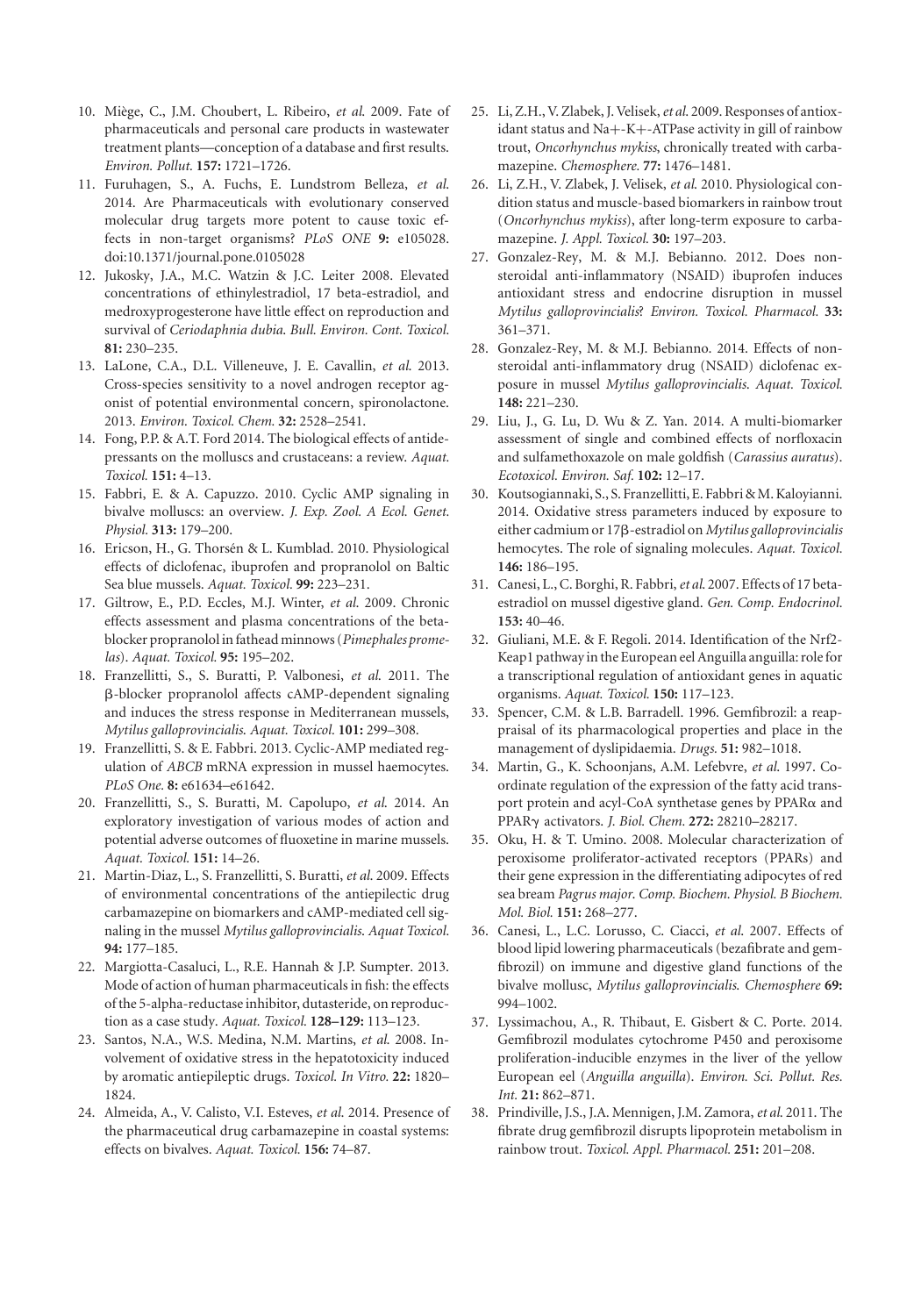10. Miège, C., J.M. Choubert, L. Ribeiro, *et al.* 2009. Fate of pharmaceuticals and personal care products in wastewater treatment plants—conception of a database and first results. *Environ. Pollut.* **157:** 1721–1726.
11. Furuhagen, S., A. Fuchs, E. Lundstrom Belleza, *et al.* 2014. Are Pharmaceuticals with evolutionary conserved molecular drug targets more potent to cause toxic effects in non-target organisms? *PLoS ONE* **9:** e105028. doi:10.1371/journal.pone.0105028
12. Jukosky, J.A., M.C. Watzin & J.C. Leiter 2008. Elevated concentrations of ethinylestradiol, 17 beta-estradiol, and medroxyprogesterone have little effect on reproduction and survival of *Ceriodaphnia dubia*. *Bull. Environ. Cont. Toxicol.* **81:** 230–235.
13. LaLone, C.A., D.L. Villeneuve, J. E. Cavallin, *et al.* 2013. Cross-species sensitivity to a novel androgen receptor agonist of potential environmental concern, spironolactone. 2013. *Environ. Toxicol. Chem.* **32:** 2528–2541.
14. Fong, P.P. & A.T. Ford 2014. The biological effects of antidepressants on the molluscs and crustaceans: a review. *Aquat. Toxicol.* **151:** 4–13.
15. Fabbri, E. & A. Capuzzo. 2010. Cyclic AMP signaling in bivalve molluscs: an overview. *J. Exp. Zool. A Ecol. Genet. Physiol.* **313:** 179–200.
16. Ericson, H., G. Thorsén & L. Kumblad. 2010. Physiological effects of diclofenac, ibuprofen and propranolol on Baltic Sea blue mussels. *Aquat. Toxicol.* **99:** 223–231.
17. Giltrow, E., P.D. Eccles, M.J. Winter, *et al.* 2009. Chronic effects assessment and plasma concentrations of the beta-blocker propranolol in fathead minnows (*Pimephales promelas*). *Aquat. Toxicol.* **95:** 195–202.
18. Franzellitti, S., S. Buratti, P. Valbonesi, *et al.* 2011. The β-blocker propranolol affects cAMP-dependent signaling and induces the stress response in Mediterranean mussels, *Mytilus galloprovincialis*. *Aquat. Toxicol.* **101:** 299–308.
19. Franzellitti, S. & E. Fabbri. 2013. Cyclic-AMP mediated regulation of *ABCB* mRNA expression in mussel haemocytes. *PLoS One.* **8:** e61634–e61642.
20. Franzellitti, S., S. Buratti, M. Capolupo, *et al.* 2014. An exploratory investigation of various modes of action and potential adverse outcomes of fluoxetine in marine mussels. *Aquat. Toxicol.* **151:** 14–26.
21. Martin-Diaz, L., S. Franzellitti, S. Buratti, *et al.* 2009. Effects of environmental concentrations of the antiepilectic drug carbamazepine on biomarkers and cAMP-mediated cell signaling in the mussel *Mytilus galloprovincialis*. *Aquat Toxicol.* **94:** 177–185.
22. Margiotta-Casaluci, L., R.E. Hannah & J.P. Sumpter. 2013. Mode of action of human pharmaceuticals in fish: the effects of the 5-alpha-reductase inhibitor, dutasteride, on reproduction as a case study. *Aquat. Toxicol.* **128–129:** 113–123.
23. Santos, N.A., W.S. Medina, N.M. Martins, *et al.* 2008. Involvement of oxidative stress in the hepatotoxicity induced by aromatic antiepileptic drugs. *Toxicol. In Vitro.* **22:** 1820–1824.
24. Almeida, A., V. Calisto, V.I. Esteves, *et al.* 2014. Presence of the pharmaceutical drug carbamazepine in coastal systems: effects on bivalves. *Aquat. Toxicol.* **156:** 74–87.
25. Li, Z.H., V. Zlabek, J. Velisek, *et al.* 2009. Responses of antioxidant status and $Na^{+}$-$K^{+}$-ATPase activity in gill of rainbow trout, *Oncorhynchus mykiss*, chronically treated with carbamazepine. *Chemosphere.* **77:** 1476–1481.
26. Li, Z.H., V. Zlabek, J. Velisek, *et al.* 2010. Physiological condition status and muscle-based biomarkers in rainbow trout (*Oncorhynchus mykiss*), after long-term exposure to carbamazepine. *J. Appl. Toxicol.* **30:** 197–203.
27. Gonzalez-Rey, M. & M.J. Bebianno. 2012. Does nonsteroidal anti-inflammatory (NSAID) ibuprofen induces antioxidant stress and endocrine disruption in mussel *Mytilus galloprovincialis*? *Environ. Toxicol. Pharmacol.* **33:** 361–371.
28. Gonzalez-Rey, M. & M.J. Bebianno. 2014. Effects of nonsteroidal anti-inflammatory drug (NSAID) diclofenac exposure in mussel *Mytilus galloprovincialis*. *Aquat. Toxicol.* **148:** 221–230.
29. Liu, J., G. Lu, D. Wu & Z. Yan. 2014. A multi-biomarker assessment of single and combined effects of norfloxacin and sulfamethoxazole on male goldfish (*Carassius auratus*). *Ecotoxicol. Environ. Saf.* **102:** 12–17.
30. Koutsogiannaki, S., S. Franzellitti, E. Fabbri & M. Kaloyianni. 2014. Oxidative stress parameters induced by exposure to either cadmium or 17β-estradiol on *Mytilus galloprovincialis* hemocytes. The role of signaling molecules. *Aquat. Toxicol.* **146:** 186–195.
31. Canesi, L., C. Borghi, R. Fabbri, *et al.* 2007. Effects of 17 beta-estradiol on mussel digestive gland. *Gen. Comp. Endocrinol.* **153:** 40–46.
32. Giuliani, M.E. & F. Regoli. 2014. Identification of the Nrf2-Keap1 pathway in the European eel Anguilla anguilla: role for a transcriptional regulation of antioxidant genes in aquatic organisms. *Aquat. Toxicol.* **150:** 117–123.
33. Spencer, C.M. & L.B. Barradell. 1996. Gemfibrozil: a reappraisal of its pharmacological properties and place in the management of dyslipidaemia. *Drugs.* **51:** 982–1018.
34. Martin, G., K. Schoonjans, A.M. Lefebvre, *et al.* 1997. Coordinate regulation of the expression of the fatty acid transport protein and acyl-CoA synthetase genes by PPARα and PPARγ activators. *J. Biol. Chem.* **272:** 28210–28217.
35. Oku, H. & T. Umino. 2008. Molecular characterization of peroxisome proliferator-activated receptors (PPARs) and their gene expression in the differentiating adipocytes of red sea bream *Pagrus major*. *Comp. Biochem. Physiol. B Biochem. Mol. Biol.* **151:** 268–277.
36. Canesi, L., L.C. Lorusso, C. Ciacci, *et al.* 2007. Effects of blood lipid lowering pharmaceuticals (bezafibrate and gemfibrozil) on immune and digestive gland functions of the bivalve mollusc, *Mytilus galloprovincialis*. *Chemosphere* **69:** 994–1002.
37. Lyssimachou, A., R. Thibaut, E. Gisbert & C. Porte. 2014. Gemfibrozil modulates cytochrome P450 and peroxisome proliferation-inducible enzymes in the liver of the yellow European eel (*Anguilla anguilla*). *Environ. Sci. Pollut. Res. Int.* **21:** 862–871.
38. Prindiville, J.S., J.A. Mennigen, J.M. Zamora, *et al.* 2011. The fibrate drug gemfibrozil disrupts lipoprotein metabolism in rainbow trout. *Toxicol. Appl. Pharmacol.* **251:** 201–208.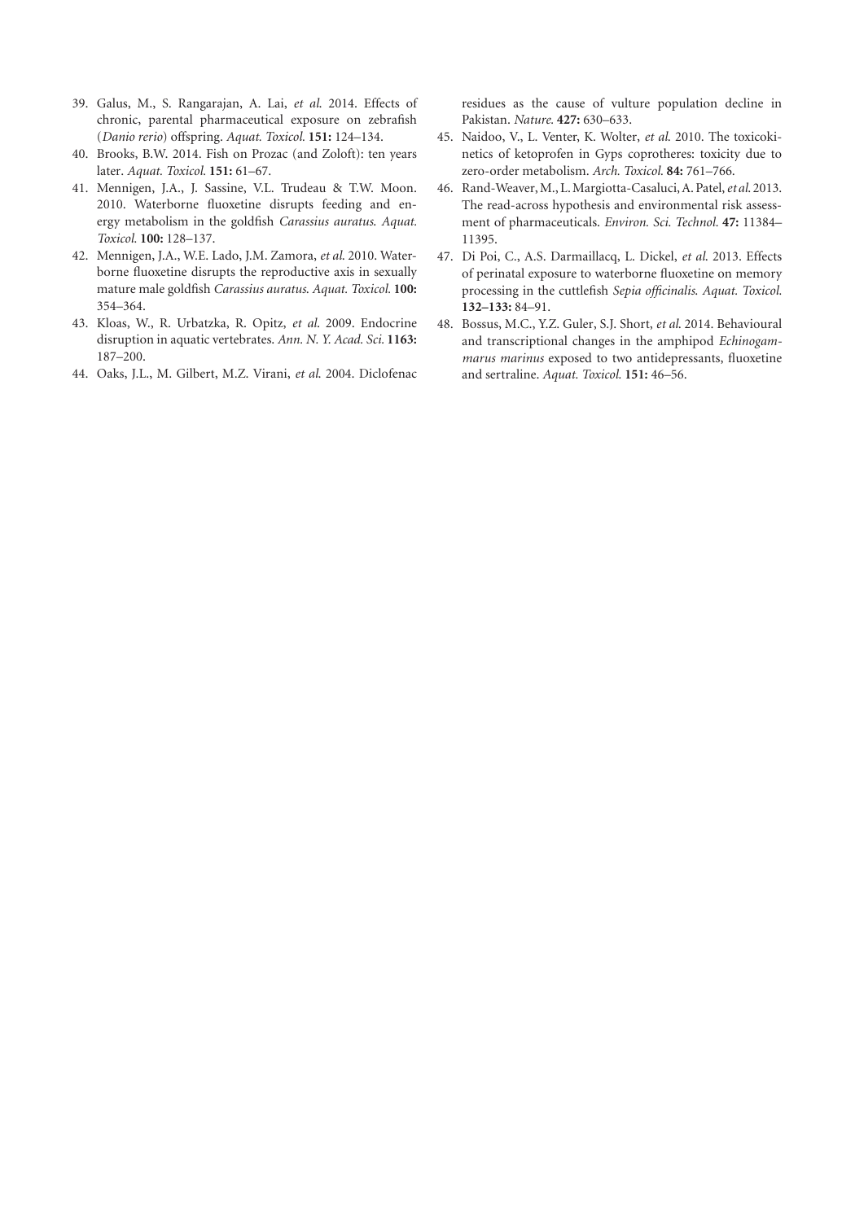39. Galus, M., S. Rangarajan, A. Lai, *et al.* 2014. Effects of chronic, parental pharmaceutical exposure on zebrafish (*Danio rerio*) offspring. *Aquat. Toxicol.* **151:** 124–134.
40. Brooks, B.W. 2014. Fish on Prozac (and Zoloft): ten years later. *Aquat. Toxicol.* **151:** 61–67.
41. Mennigen, J.A., J. Sassine, V.L. Trudeau & T.W. Moon. 2010. Waterborne fluoxetine disrupts feeding and energy metabolism in the goldfish *Carassius auratus. Aquat. Toxicol.* **100:** 128–137.
42. Mennigen, J.A., W.E. Lado, J.M. Zamora, *et al.* 2010. Waterborne fluoxetine disrupts the reproductive axis in sexually mature male goldfish *Carassius auratus. Aquat. Toxicol.* **100:** 354–364.
43. Kloas, W., R. Urbatzka, R. Opitz, *et al.* 2009. Endocrine disruption in aquatic vertebrates. *Ann. N. Y. Acad. Sci.* **1163:** 187–200.
44. Oaks, J.L., M. Gilbert, M.Z. Virani, *et al.* 2004. Diclofenac residues as the cause of vulture population decline in Pakistan. *Nature.* **427:** 630–633.
45. Naidoo, V., L. Venter, K. Wolter, *et al.* 2010. The toxicokinetics of ketoprofen in Gyps coprotheres: toxicity due to zero-order metabolism. *Arch. Toxicol.* **84:** 761–766.
46. Rand-Weaver, M., L. Margiotta-Casaluci, A. Patel, *et al.* 2013. The read-across hypothesis and environmental risk assessment of pharmaceuticals. *Environ. Sci. Technol.* **47:** 11384–11395.
47. Di Poi, C., A.S. Darmaillacq, L. Dickel, *et al.* 2013. Effects of perinatal exposure to waterborne fluoxetine on memory processing in the cuttlefish *Sepia officinalis. Aquat. Toxicol.* **132–133:** 84–91.
48. Bossus, M.C., Y.Z. Guler, S.J. Short, *et al.* 2014. Behavioural and transcriptional changes in the amphipod *Echinogammarus marinus* exposed to two antidepressants, fluoxetine and sertraline. *Aquat. Toxicol.* **151:** 46–56.